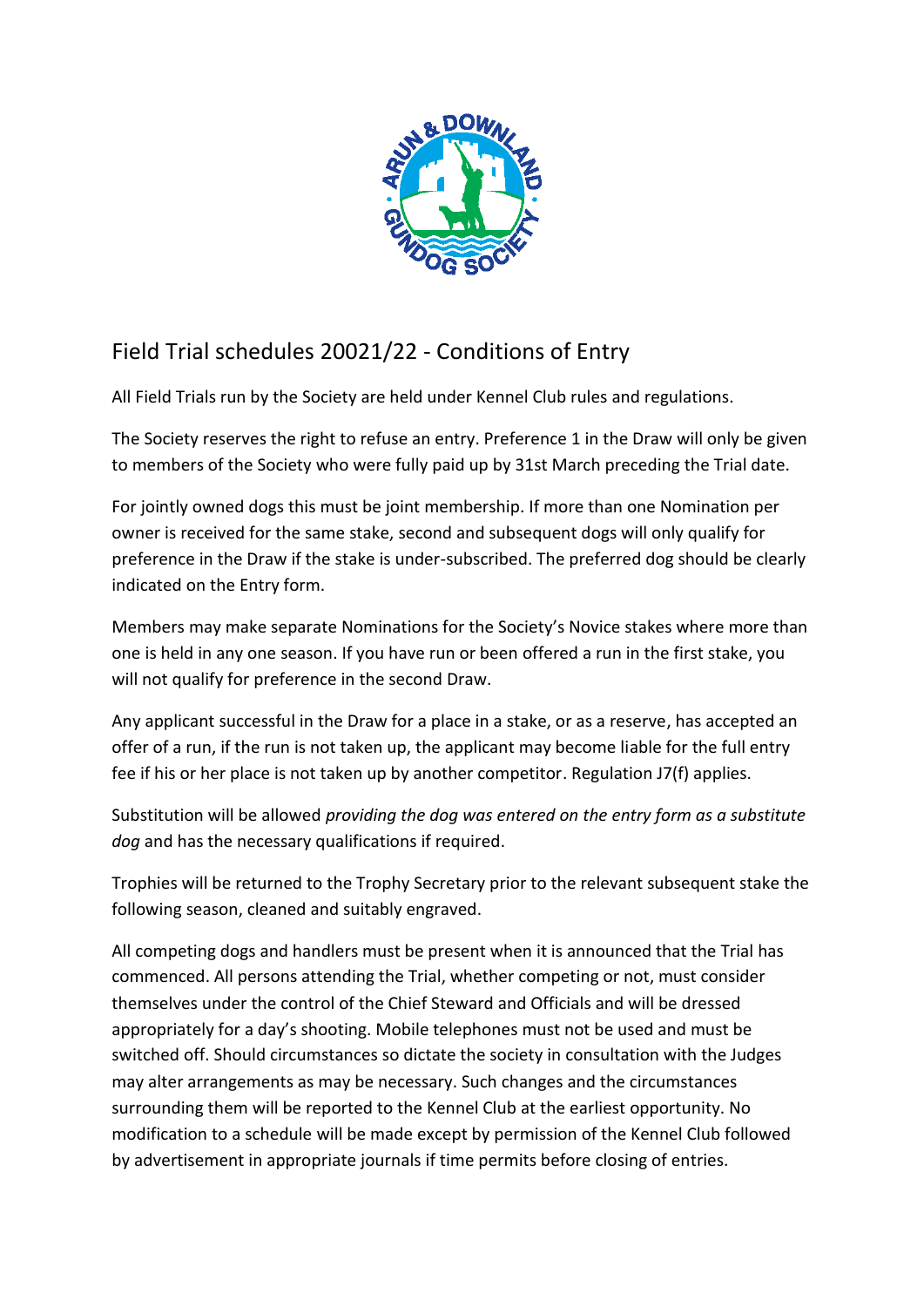# Field Trial schedules 20021/22 - Conditions of Entry

All Field Trials run by the Society are held under Kennel Club rules and regulations.

The Society reserves the right to refuse an entry. Preference 1 in the Draw will only be given to members of the Society who were fully paid up by 31st March preceding the Trial date.

For jointly owned dogs this must be joint membership. If more than one Nomination per owner is received for the same stake, second and subsequent dogs will only qualify for preference in the Draw if the stake is under-subscribed. The preferred dog should be clearly indicated on the Entry form.

Members may make separate Nominations for the Society's Novice stakes where more than one is held in any one season. If you have run or been offered a run in the first stake, you will not qualify for preference in the second Draw.

Any applicant successful in the Draw for a place in a stake, or as a reserve, has accepted an offer of a run, if the run is not taken up, the applicant may become liable for the full entry fee if his or her place is not taken up by another competitor. Regulation J7(f) applies.

Substitution will be allowed *providing the dog was entered on the entry form as a substitute dog* and has the necessary qualifications if required.

Trophies will be returned to the Trophy Secretary prior to the relevant subsequent stake the following season, cleaned and suitably engraved.

All competing dogs and handlers must be present when it is announced that the Trial has commenced. All persons attending the Trial, whether competing or not, must consider themselves under the control of the Chief Steward and Officials and will be dressed appropriately for a day's shooting. Mobile telephones must not be used and must be switched off. Should circumstances so dictate the society in consultation with the Judges may alter arrangements as may be necessary. Such changes and the circumstances surrounding them will be reported to the Kennel Club at the earliest opportunity. No modification to a schedule will be made except by permission of the Kennel Club followed by advertisement in appropriate journals if time permits before closing of entries.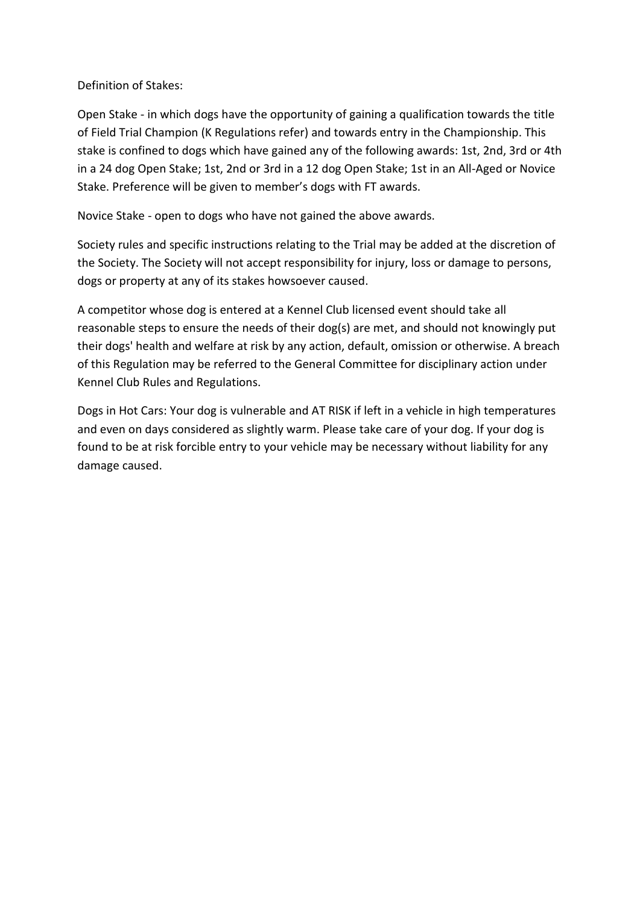Definition of Stakes:

Open Stake - in which dogs have the opportunity of gaining a qualification towards the title of Field Trial Champion (K Regulations refer) and towards entry in the Championship. This stake is confined to dogs which have gained any of the following awards: 1st, 2nd, 3rd or 4th in a 24 dog Open Stake; 1st, 2nd or 3rd in a 12 dog Open Stake; 1st in an All-Aged or Novice Stake. Preference will be given to member's dogs with FT awards.

Novice Stake - open to dogs who have not gained the above awards.

Society rules and specific instructions relating to the Trial may be added at the discretion of the Society. The Society will not accept responsibility for injury, loss or damage to persons, dogs or property at any of its stakes howsoever caused.

A competitor whose dog is entered at a Kennel Club licensed event should take all reasonable steps to ensure the needs of their dog(s) are met, and should not knowingly put their dogs' health and welfare at risk by any action, default, omission or otherwise. A breach of this Regulation may be referred to the General Committee for disciplinary action under Kennel Club Rules and Regulations.

Dogs in Hot Cars: Your dog is vulnerable and AT RISK if left in a vehicle in high temperatures and even on days considered as slightly warm. Please take care of your dog. If your dog is found to be at risk forcible entry to your vehicle may be necessary without liability for any damage caused.